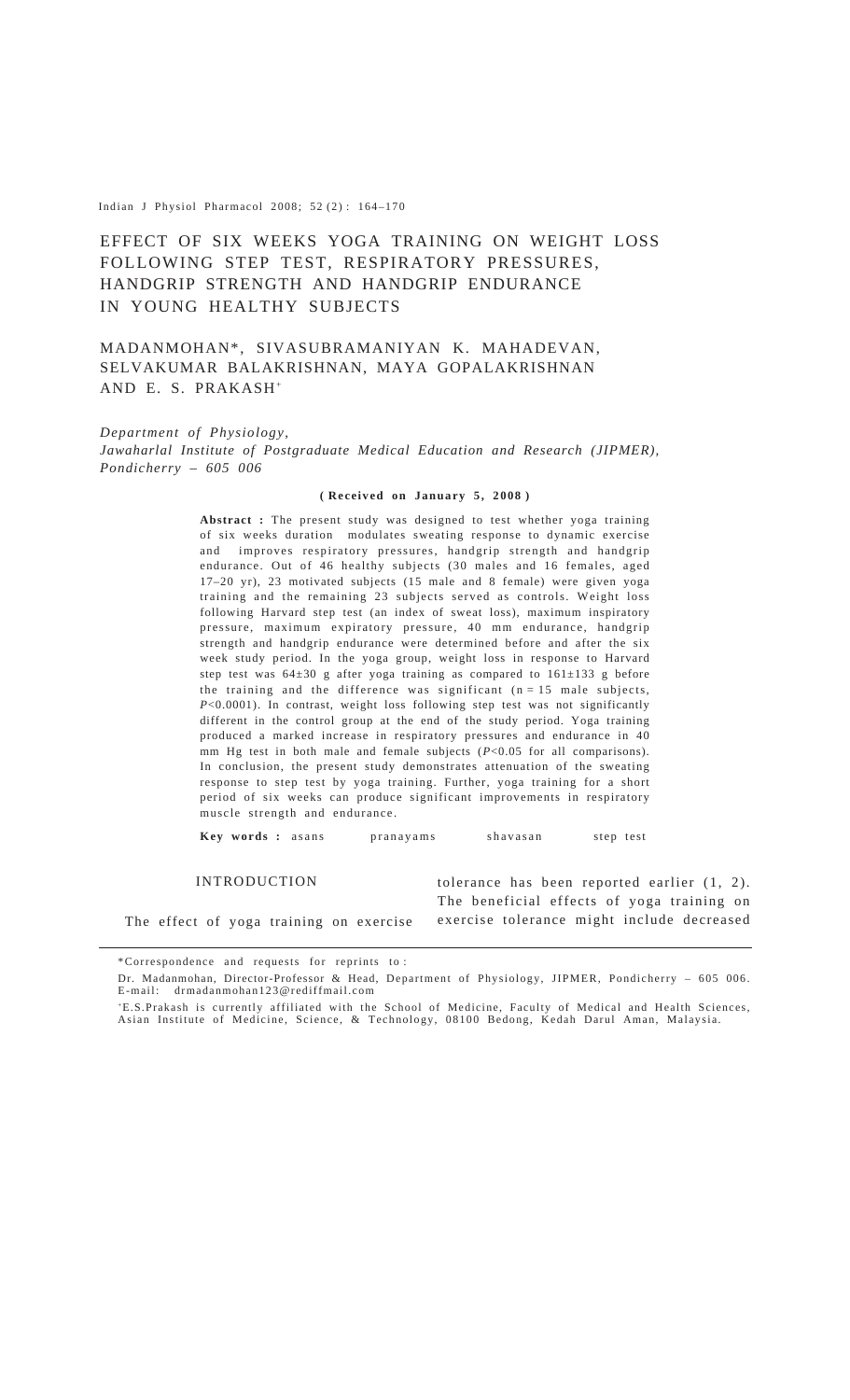# EFFECT OF SIX WEEKS YOGA TRAINING ON WEIGHT LOSS FOLLOWING STEP TEST, RESPIRATORY PRESSURES, HANDGRIP STRENGTH AND HANDGRIP ENDURANCE IN YOUNG HEALTHY SUBJECTS

MADANMOHAN*, SIVASUBRAMANIYAN K. MAHADEVAN, SELVAKUMAR BALAKRISHNAN, MAYA GOPALAKRISHNAN AND E. S. PRAKASH[+]

*Department of Physiology, Jawaharlal Institute of Postgraduate Medical Education and Research (JIPMER), Pondicherry – 605 006*

**( Received on January 5, 2008 )**

**Abstract :** The present study was designed to test whether yoga training of six weeks duration modulates sweating response to dynamic exercise and improves respiratory pressures, handgrip strength and handgrip endurance. Out of 46 healthy subjects (30 males and 16 females, aged 17–20 yr), 23 motivated subjects (15 male and 8 female) were given yoga training and the remaining 23 subjects served as controls. Weight loss following Harvard step test (an index of sweat loss), maximum inspiratory pressure, maximum expiratory pressure, 40 mm endurance, handgrip strength and handgrip endurance were determined before and after the six week study period. In the yoga group, weight loss in response to Harvard step test was 64±30 g after yoga training as compared to 161±133 g before the training and the difference was significant (n = 15 male subjects, $P<0.0001$). In contrast, weight loss following step test was not significantly different in the control group at the end of the study period. Yoga training produced a marked increase in respiratory pressures and endurance in 40 mm Hg test in both male and female subjects ($P<0.05$ for all comparisons). In conclusion, the present study demonstrates attenuation of the sweating response to step test by yoga training. Further, yoga training for a short period of six weeks can produce significant improvements in respiratory muscle strength and endurance.

**Key words :** asans pranayams shavasan step test

## INTRODUCTION

The effect of yoga training on exercise tolerance has been reported earlier (1, 2). The beneficial effects of yoga training on exercise tolerance might include decreased

---

*Correspondence and requests for reprints to :

Dr. Madanmohan, Director-Professor & Head, Department of Physiology, JIPMER, Pondicherry – 605 006. E-mail: drmadanmohan123@rediffmail.com

[+]E.S.Prakash is currently affiliated with the School of Medicine, Faculty of Medical and Health Sciences, Asian Institute of Medicine, Science, & Technology, 08100 Bedong, Kedah Darul Aman, Malaysia.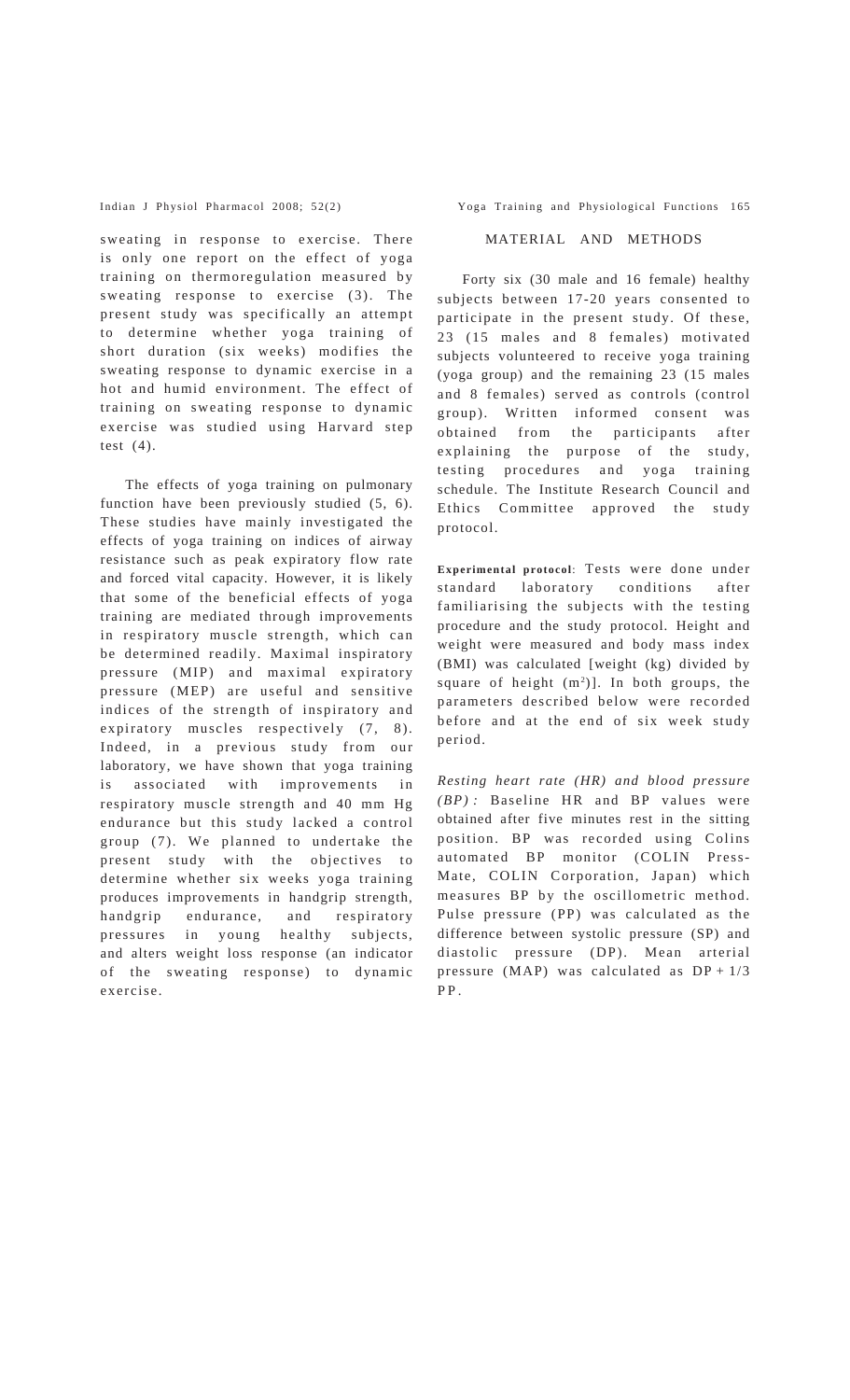sweating in response to exercise. There is only one report on the effect of yoga training on thermoregulation measured by sweating response to exercise (3). The present study was specifically an attempt to determine whether yoga training of short duration (six weeks) modifies the sweating response to dynamic exercise in a hot and humid environment. The effect of training on sweating response to dynamic exercise was studied using Harvard step test (4).

The effects of yoga training on pulmonary function have been previously studied (5, 6). These studies have mainly investigated the effects of yoga training on indices of airway resistance such as peak expiratory flow rate and forced vital capacity. However, it is likely that some of the beneficial effects of yoga training are mediated through improvements in respiratory muscle strength, which can be determined readily. Maximal inspiratory pressure (MIP) and maximal expiratory pressure (MEP) are useful and sensitive indices of the strength of inspiratory and expiratory muscles respectively (7, 8). Indeed, in a previous study from our laboratory, we have shown that yoga training is associated with improvements in respiratory muscle strength and 40 mm Hg endurance but this study lacked a control group (7). We planned to undertake the present study with the objectives to determine whether six weeks yoga training produces improvements in handgrip strength, handgrip endurance, and respiratory pressures in young healthy subjects, and alters weight loss response (an indicator of the sweating response) to dynamic exercise.

## MATERIAL AND METHODS

Forty six (30 male and 16 female) healthy subjects between 17-20 years consented to participate in the present study. Of these, 23 (15 males and 8 females) motivated subjects volunteered to receive yoga training (yoga group) and the remaining 23 (15 males and 8 females) served as controls (control group). Written informed consent was obtained from the participants after explaining the purpose of the study, testing procedures and yoga training schedule. The Institute Research Council and Ethics Committee approved the study protocol.

**Experimental protocol**: Tests were done under standard laboratory conditions after familiarising the subjects with the testing procedure and the study protocol. Height and weight were measured and body mass index (BMI) was calculated [weight (kg) divided by square of height ($m^2$)]. In both groups, the parameters described below were recorded before and at the end of six week study period.

*Resting heart rate (HR) and blood pressure (BP):* Baseline HR and BP values were obtained after five minutes rest in the sitting position. BP was recorded using Colins automated BP monitor (COLIN Press-Mate, COLIN Corporation, Japan) which measures BP by the oscillometric method. Pulse pressure (PP) was calculated as the difference between systolic pressure (SP) and diastolic pressure (DP). Mean arterial pressure (MAP) was calculated as $DP + 1/3$ PP.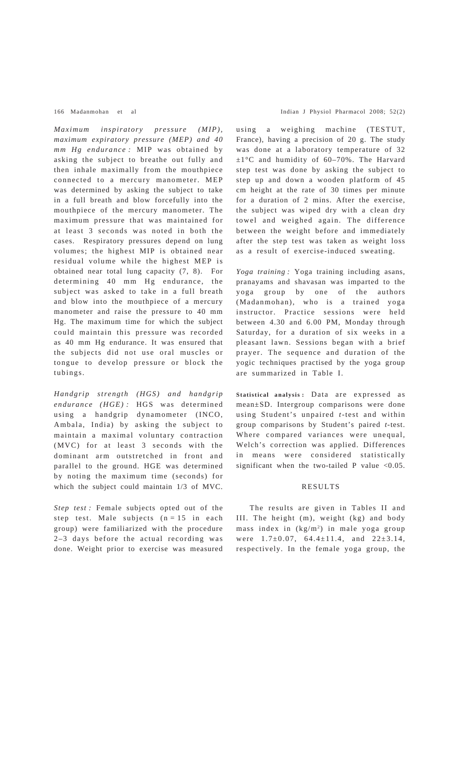*Maximum inspiratory pressure (MIP), maximum expiratory pressure (MEP) and 40 mm Hg endurance :* MIP was obtained by asking the subject to breathe out fully and then inhale maximally from the mouthpiece connected to a mercury manometer. MEP was determined by asking the subject to take in a full breath and blow forcefully into the mouthpiece of the mercury manometer. The maximum pressure that was maintained for at least 3 seconds was noted in both the cases. Respiratory pressures depend on lung volumes; the highest MIP is obtained near residual volume while the highest MEP is obtained near total lung capacity (7, 8). For determining 40 mm Hg endurance, the subject was asked to take in a full breath and blow into the mouthpiece of a mercury manometer and raise the pressure to 40 mm Hg. The maximum time for which the subject could maintain this pressure was recorded as 40 mm Hg endurance. It was ensured that the subjects did not use oral muscles or tongue to develop pressure or block the tubings.

*Handgrip strength (HGS) and handgrip endurance (HGE) :* HGS was determined using a handgrip dynamometer (INCO, Ambala, India) by asking the subject to maintain a maximal voluntary contraction (MVC) for at least 3 seconds with the dominant arm outstretched in front and parallel to the ground. HGE was determined by noting the maximum time (seconds) for which the subject could maintain 1/3 of MVC.

*Step test :* Female subjects opted out of the step test. Male subjects (n = 15 in each group) were familiarized with the procedure 2–3 days before the actual recording was done. Weight prior to exercise was measured using a weighing machine (TESTUT, France), having a precision of 20 g. The study was done at a laboratory temperature of 32 ±1°C and humidity of 60–70%. The Harvard step test was done by asking the subject to step up and down a wooden platform of 45 cm height at the rate of 30 times per minute for a duration of 2 mins. After the exercise, the subject was wiped dry with a clean dry towel and weighed again. The difference between the weight before and immediately after the step test was taken as weight loss as a result of exercise-induced sweating.

*Yoga training :* Yoga training including asans, pranayams and shavasan was imparted to the yoga group by one of the authors (Madanmohan), who is a trained yoga instructor. Practice sessions were held between 4.30 and 6.00 PM, Monday through Saturday, for a duration of six weeks in a pleasant lawn. Sessions began with a brief prayer. The sequence and duration of the yogic techniques practised by the yoga group are summarized in Table I.

**Statistical analysis :** Data are expressed as mean±SD. Intergroup comparisons were done using Student's unpaired *t*-test and within group comparisons by Student's paired *t*-test. Where compared variances were unequal, Welch's correction was applied. Differences in means were considered statistically significant when the two-tailed P value <0.05.

## RESULTS

The results are given in Tables II and III. The height (m), weight (kg) and body mass index in (kg/m$^2$) in male yoga group were 1.7±0.07, 64.4±11.4, and 22±3.14, respectively. In the female yoga group, the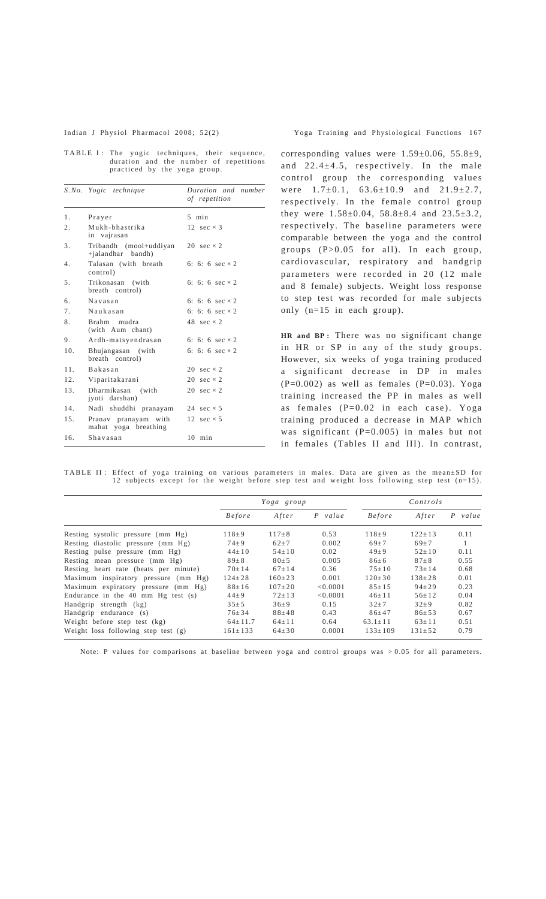TABLE I : The yogic techniques, their sequence, duration and the number of repetitions practiced by the yoga group.

| S.No. | Yogic technique | Duration and number of repetition |
|---|---|---|
| 1. | Prayer | 5 min |
| 2. | Mukh-bhastrika in vajrasan | 12 sec × 3 |
| 3. | Tribandh (mool+uddiyan +jalandhar bandh) | 20 sec × 2 |
| 4. | Talasan (with breath control) | 6: 6: 6 sec × 2 |
| 5. | Trikonasan (with breath control) | 6: 6: 6 sec × 2 |
| 6. | Navasan | 6: 6: 6 sec × 2 |
| 7. | Naukasan | 6: 6: 6 sec × 2 |
| 8. | Brahm mudra (with Aum chant) | 48 sec × 2 |
| 9. | Ardh-matsyendrasan | 6: 6: 6 sec × 2 |
| 10. | Bhujangasan (with breath control) | 6: 6: 6 sec × 2 |
| 11. | Bakasan | 20 sec × 2 |
| 12. | Viparitakarani | 20 sec × 2 |
| 13. | Dharmikasan (with jyoti darshan) | 20 sec × 2 |
| 14. | Nadi shuddhi pranayam | 24 sec × 5 |
| 15. | Pranav pranayam with mahat yoga breathing | 12 sec × 5 |
| 16. | Shavasan | 10 min |

corresponding values were 1.59±0.06, 55.8±9, and 22.4±4.5, respectively. In the male control group the corresponding values were 1.7±0.1, 63.6±10.9 and 21.9±2.7, respectively. In the female control group they were 1.58±0.04, 58.8±8.4 and 23.5±3.2, respectively. The baseline parameters were comparable between the yoga and the control groups (P>0.05 for all). In each group, cardiovascular, respiratory and handgrip parameters were recorded in 20 (12 male and 8 female) subjects. Weight loss response to step test was recorded for male subjects only (n=15 in each group).

**HR and BP :** There was no significant change in HR or SP in any of the study groups. However, six weeks of yoga training produced a significant decrease in DP in males (P=0.002) as well as females (P=0.03). Yoga training increased the PP in males as well as females (P=0.02 in each case). Yoga training produced a decrease in MAP which was significant (P=0.005) in males but not in females (Tables II and III). In contrast,

TABLE II : Effect of yoga training on various parameters in males. Data are given as the mean±SD for 12 subjects except for the weight before step test and weight loss following step test (n=15).

| | Yoga group | | | Controls | | |
|---|---|---|---|---|---|---|
| | *Before* | *After* | *P value* | *Before* | *After* | *P value* |
| Resting systolic pressure (mm Hg) | 118±9 | 117±8 | 0.53 | 118±9 | 122±13 | 0.11 |
| Resting diastolic pressure (mm Hg) | 74±9 | 62±7 | 0.002 | 69±7 | 69±7 | 1 |
| Resting pulse pressure (mm Hg) | 44±10 | 54±10 | 0.02 | 49±9 | 52±10 | 0.11 |
| Resting mean pressure (mm Hg) | 89±8 | 80±5 | 0.005 | 86±6 | 87±8 | 0.55 |
| Resting heart rate (beats per minute) | 70±14 | 67±14 | 0.36 | 75±10 | 73±14 | 0.68 |
| Maximum inspiratory pressure (mm Hg) | 124±28 | 160±23 | 0.001 | 120±30 | 138±28 | 0.01 |
| Maximum expiratory pressure (mm Hg) | 88±16 | 107±20 | <0.0001 | 85±15 | 94±29 | 0.23 |
| Endurance in the 40 mm Hg test (s) | 44±9 | 72±13 | <0.0001 | 46±11 | 56±12 | 0.04 |
| Handgrip strength (kg) | 35±5 | 36±9 | 0.15 | 32±7 | 32±9 | 0.82 |
| Handgrip endurance (s) | 76±34 | 88±48 | 0.43 | 86±47 | 86±53 | 0.67 |
| Weight before step test (kg) | 64±11.7 | 64±11 | 0.64 | 63.1±11 | 63±11 | 0.51 |
| Weight loss following step test (g) | 161±133 | 64±30 | 0.0001 | 133±109 | 131±52 | 0.79 |

Note: P values for comparisons at baseline between yoga and control groups was >0.05 for all parameters.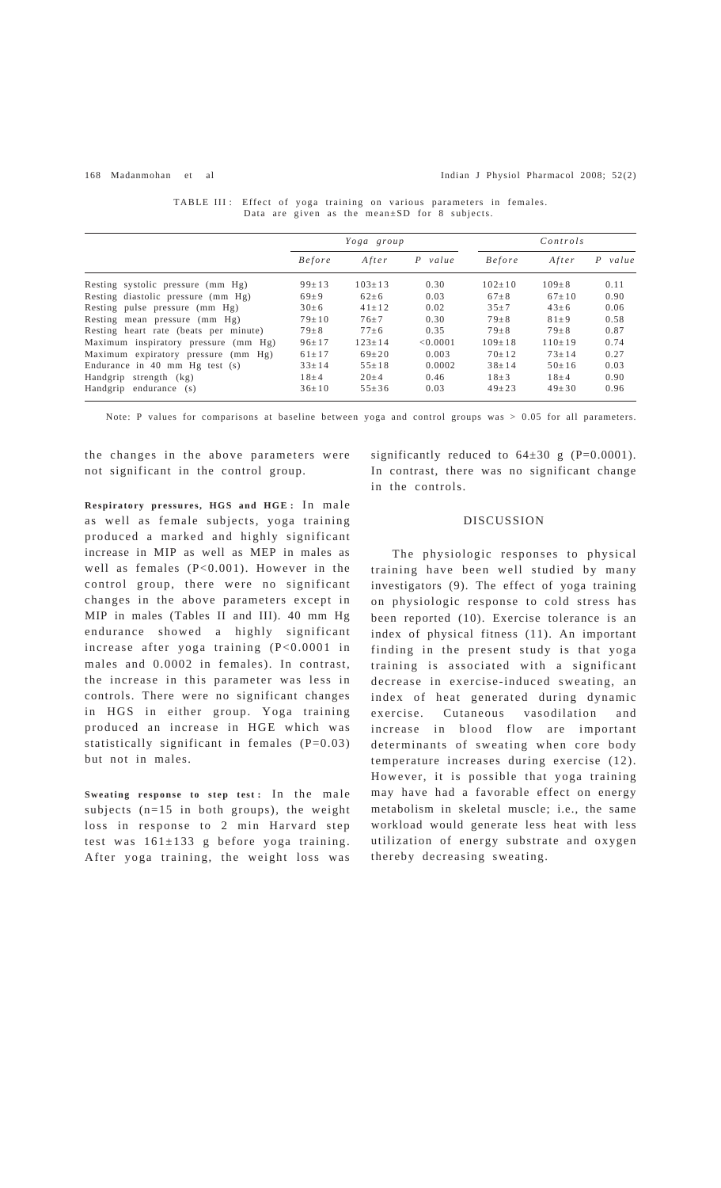TABLE III : Effect of yoga training on various parameters in females. Data are given as the mean±SD for 8 subjects.

| | Yoga group | | | Controls | | |
|---|---|---|---|---|---|---|
| | *Before* | *After* | *P value* | *Before* | *After* | *P value* |
| Resting systolic pressure (mm Hg) | 99±13 | 103±13 | 0.30 | 102±10 | 109±8 | 0.11 |
| Resting diastolic pressure (mm Hg) | 69±9 | 62±6 | 0.03 | 67±8 | 67±10 | 0.90 |
| Resting pulse pressure (mm Hg) | 30±6 | 41±12 | 0.02 | 35±7 | 43±6 | 0.06 |
| Resting mean pressure (mm Hg) | 79±10 | 76±7 | 0.30 | 79±8 | 81±9 | 0.58 |
| Resting heart rate (beats per minute) | 79±8 | 77±6 | 0.35 | 79±8 | 79±8 | 0.87 |
| Maximum inspiratory pressure (mm Hg) | 96±17 | 123±14 | <0.0001 | 109±18 | 110±19 | 0.74 |
| Maximum expiratory pressure (mm Hg) | 61±17 | 69±20 | 0.003 | 70±12 | 73±14 | 0.27 |
| Endurance in 40 mm Hg test (s) | 33±14 | 55±18 | 0.0002 | 38±14 | 50±16 | 0.03 |
| Handgrip strength (kg) | 18±4 | 20±4 | 0.46 | 18±3 | 18±4 | 0.90 |
| Handgrip endurance (s) | 36±10 | 55±36 | 0.03 | 49±23 | 49±30 | 0.96 |

Note: P values for comparisons at baseline between yoga and control groups was > 0.05 for all parameters.

the changes in the above parameters were not significant in the control group.

**Respiratory pressures, HGS and HGE :** In male as well as female subjects, yoga training produced a marked and highly significant increase in MIP as well as MEP in males as well as females ($P<0.001$). However in the control group, there were no significant changes in the above parameters except in MIP in males (Tables II and III). 40 mm Hg endurance showed a highly significant increase after yoga training ($P<0.0001$ in males and 0.0002 in females). In contrast, the increase in this parameter was less in controls. There were no significant changes in HGS in either group. Yoga training produced an increase in HGE which was statistically significant in females ($P=0.03$) but not in males.

**Sweating response to step test :** In the male subjects (n=15 in both groups), the weight loss in response to 2 min Harvard step test was 161±133 g before yoga training. After yoga training, the weight loss was significantly reduced to 64±30 g ($P=0.0001$). In contrast, there was no significant change in the controls.

## DISCUSSION

The physiologic responses to physical training have been well studied by many investigators (9). The effect of yoga training on physiologic response to cold stress has been reported (10). Exercise tolerance is an index of physical fitness (11). An important finding in the present study is that yoga training is associated with a significant decrease in exercise-induced sweating, an index of heat generated during dynamic exercise. Cutaneous vasodilation and increase in blood flow are important determinants of sweating when core body temperature increases during exercise (12). However, it is possible that yoga training may have had a favorable effect on energy metabolism in skeletal muscle; i.e., the same workload would generate less heat with less utilization of energy substrate and oxygen thereby decreasing sweating.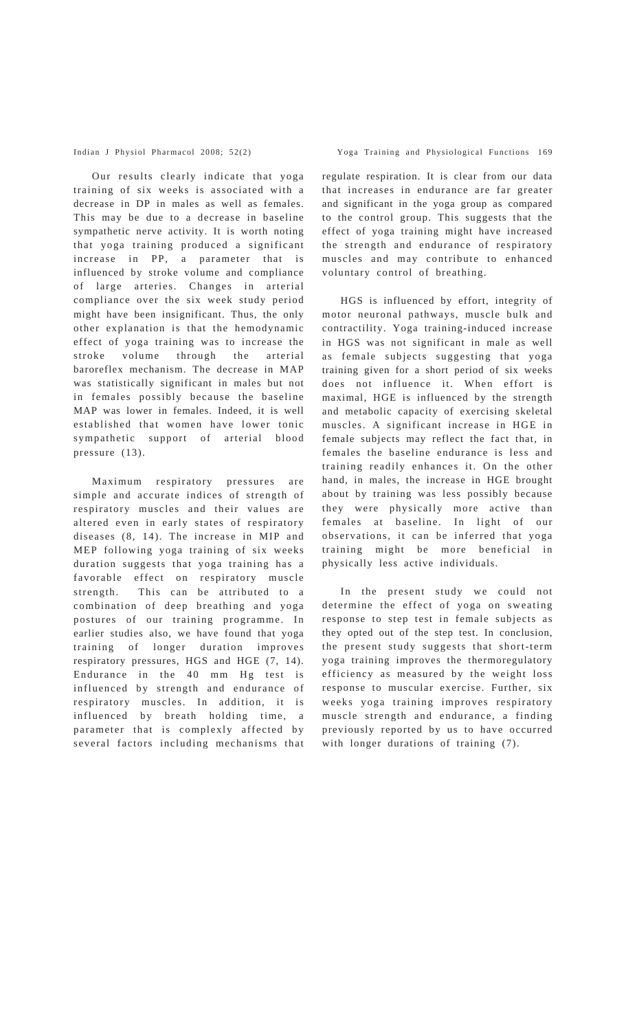Our results clearly indicate that yoga training of six weeks is associated with a decrease in DP in males as well as females. This may be due to a decrease in baseline sympathetic nerve activity. It is worth noting that yoga training produced a significant increase in PP, a parameter that is influenced by stroke volume and compliance of large arteries. Changes in arterial compliance over the six week study period might have been insignificant. Thus, the only other explanation is that the hemodynamic effect of yoga training was to increase the stroke volume through the arterial baroreflex mechanism. The decrease in MAP was statistically significant in males but not in females possibly because the baseline MAP was lower in females. Indeed, it is well established that women have lower tonic sympathetic support of arterial blood pressure (13).

Maximum respiratory pressures are simple and accurate indices of strength of respiratory muscles and their values are altered even in early states of respiratory diseases (8, 14). The increase in MIP and MEP following yoga training of six weeks duration suggests that yoga training has a favorable effect on respiratory muscle strength. This can be attributed to a combination of deep breathing and yoga postures of our training programme. In earlier studies also, we have found that yoga training of longer duration improves respiratory pressures, HGS and HGE (7, 14). Endurance in the 40 mm Hg test is influenced by strength and endurance of respiratory muscles. In addition, it is influenced by breath holding time, a parameter that is complexly affected by several factors including mechanisms that regulate respiration. It is clear from our data that increases in endurance are far greater and significant in the yoga group as compared to the control group. This suggests that the effect of yoga training might have increased the strength and endurance of respiratory muscles and may contribute to enhanced voluntary control of breathing.

HGS is influenced by effort, integrity of motor neuronal pathways, muscle bulk and contractility. Yoga training-induced increase in HGS was not significant in male as well as female subjects suggesting that yoga training given for a short period of six weeks does not influence it. When effort is maximal, HGE is influenced by the strength and metabolic capacity of exercising skeletal muscles. A significant increase in HGE in female subjects may reflect the fact that, in females the baseline endurance is less and training readily enhances it. On the other hand, in males, the increase in HGE brought about by training was less possibly because they were physically more active than females at baseline. In light of our observations, it can be inferred that yoga training might be more beneficial in physically less active individuals.

In the present study we could not determine the effect of yoga on sweating response to step test in female subjects as they opted out of the step test. In conclusion, the present study suggests that short-term yoga training improves the thermoregulatory efficiency as measured by the weight loss response to muscular exercise. Further, six weeks yoga training improves respiratory muscle strength and endurance, a finding previously reported by us to have occurred with longer durations of training (7).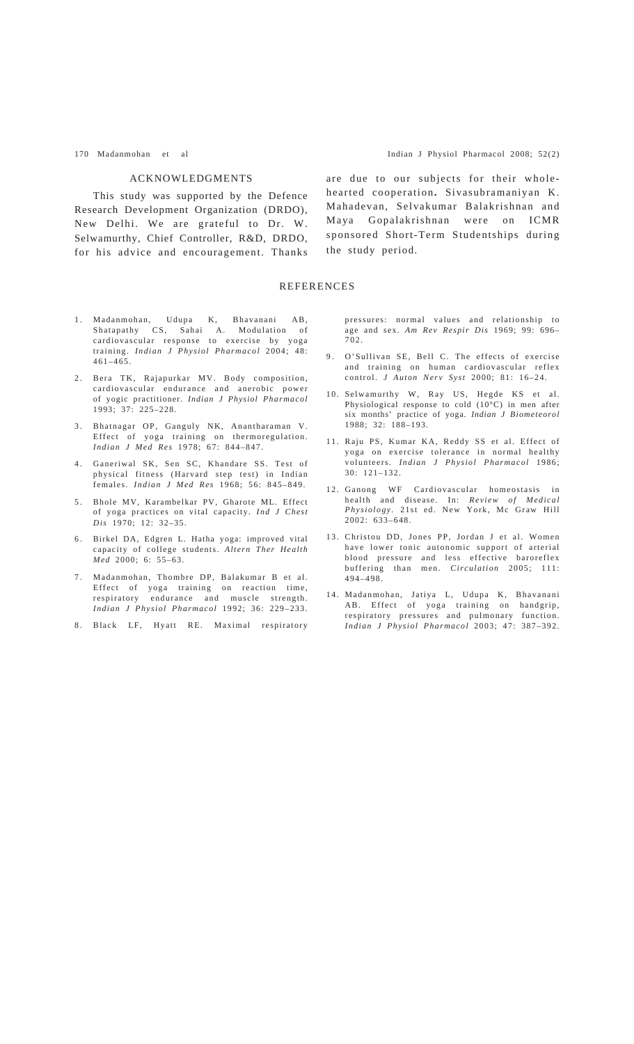## ACKNOWLEDGMENTS

This study was supported by the Defence Research Development Organization (DRDO), New Delhi. We are grateful to Dr. W. Selwamurthy, Chief Controller, R&D, DRDO, for his advice and encouragement. Thanks are due to our subjects for their whole-hearted cooperation**.** Sivasubramaniyan K. Mahadevan, Selvakumar Balakrishnan and Maya Gopalakrishnan were on ICMR sponsored Short-Term Studentships during the study period.

## REFERENCES

1. Madanmohan, Udupa K, Bhavanani AB, Shatapathy CS, Sahai A. Modulation of cardiovascular response to exercise by yoga training. *Indian J Physiol Pharmacol* 2004; 48: 461–465.
2. Bera TK, Rajapurkar MV. Body composition, cardiovascular endurance and anerobic power of yogic practitioner. *Indian J Physiol Pharmacol* 1993; 37: 225–228.
3. Bhatnagar OP, Ganguly NK, Anantharaman V. Effect of yoga training on thermoregulation. *Indian J Med Res* 1978; 67: 844–847.
4. Ganeriwal SK, Sen SC, Khandare SS. Test of physical fitness (Harvard step test) in Indian females. *Indian J Med Res* 1968; 56: 845–849.
5. Bhole MV, Karambelkar PV, Gharote ML. Effect of yoga practices on vital capacity. *Ind J Chest Dis* 1970; 12: 32–35.
6. Birkel DA, Edgren L. Hatha yoga: improved vital capacity of college students. *Altern Ther Health Med* 2000; 6: 55–63.
7. Madanmohan, Thombre DP, Balakumar B et al. Effect of yoga training on reaction time, respiratory endurance and muscle strength. *Indian J Physiol Pharmacol* 1992; 36: 229–233.
8. Black LF, Hyatt RE. Maximal respiratory pressures: normal values and relationship to age and sex. *Am Rev Respir Dis* 1969; 99: 696–702.
9. O'Sullivan SE, Bell C. The effects of exercise and training on human cardiovascular reflex control. *J Auton Nerv Syst* 2000; 81: 16–24.
10. Selwamurthy W, Ray US, Hegde KS et al. Physiological response to cold (10°C) in men after six months' practice of yoga. *Indian J Biometeorol* 1988; 32: 188–193.
11. Raju PS, Kumar KA, Reddy SS et al. Effect of yoga on exercise tolerance in normal healthy volunteers. *Indian J Physiol Pharmacol* 1986; 30: 121–132.
12. Ganong WF Cardiovascular homeostasis in health and disease. In: *Review of Medical Physiology*. 21st ed. New York, Mc Graw Hill 2002: 633–648.
13. Christou DD, Jones PP, Jordan J et al. Women have lower tonic autonomic support of arterial blood pressure and less effective baroreflex buffering than men. *Circulation* 2005; 111: 494–498.
14. Madanmohan, Jatiya L, Udupa K, Bhavanani AB. Effect of yoga training on handgrip, respiratory pressures and pulmonary function. *Indian J Physiol Pharmacol* 2003; 47: 387–392.